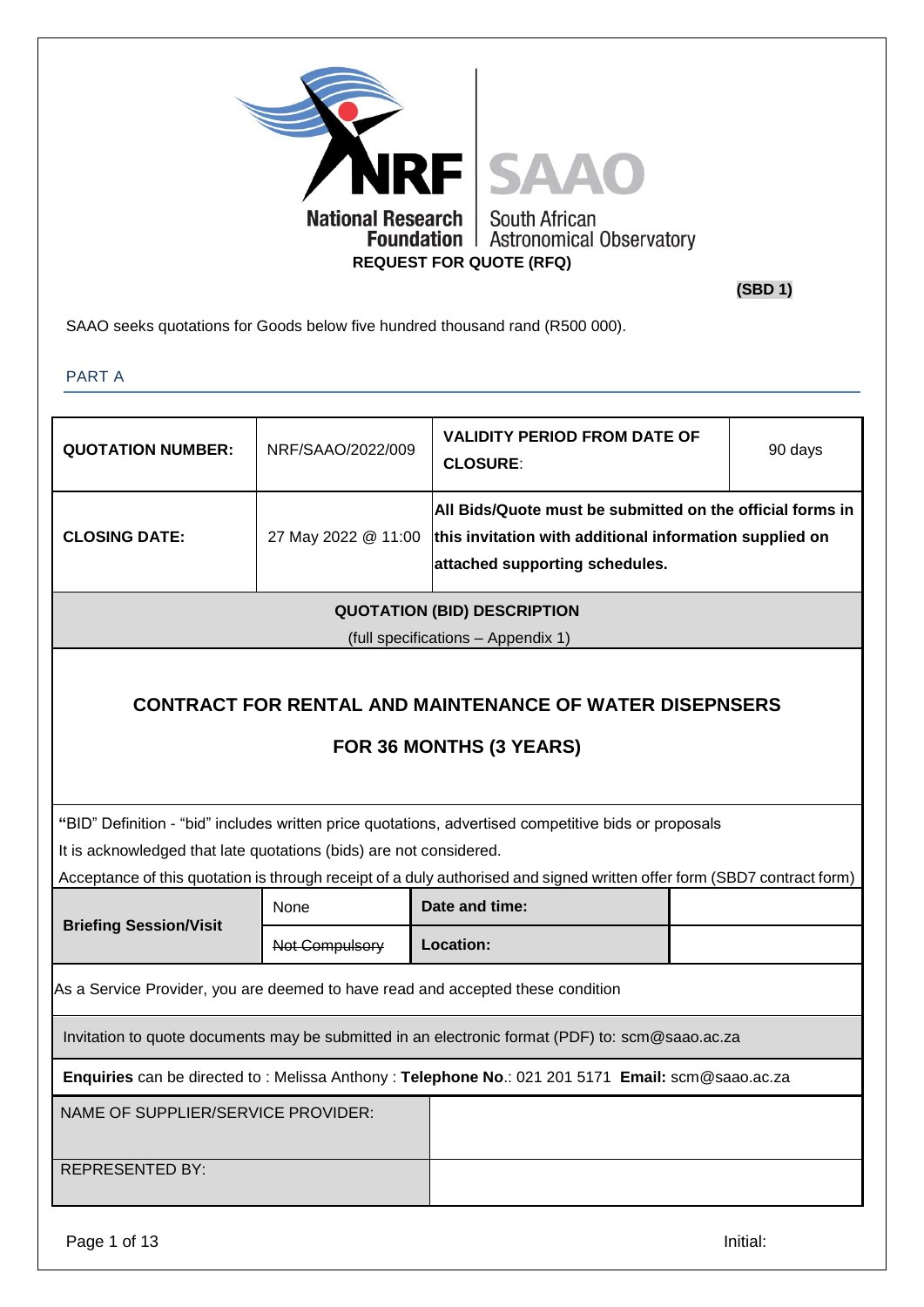National Research Foundation | South African Astronomical Observatory

**REQUEST FOR QUOTE (RFQ)**

**(SBD 1)**

SAAO seeks quotations for Goods below five hundred thousand rand (R500 000).

PART A

| **QUOTATION NUMBER:** | NRF/SAAO/2022/009 | **VALIDITY PERIOD FROM DATE OF CLOSURE**: | 90 days |
|---|---|---|---|
| **CLOSING DATE:** | 27 May 2022 @ 11:00 | **All Bids/Quote must be submitted on the official forms in this invitation with additional information supplied on attached supporting schedules.** | |

**QUOTATION (BID) DESCRIPTION**

(full specifications – Appendix 1)

**CONTRACT FOR RENTAL AND MAINTENANCE OF WATER DISEPNSERS**

**FOR 36 MONTHS (3 YEARS)**

**"**BID" Definition - "bid" includes written price quotations, advertised competitive bids or proposals

It is acknowledged that late quotations (bids) are not considered.

Acceptance of this quotation is through receipt of a duly authorised and signed written offer form (SBD7 contract form)

| **Briefing Session/Visit** | None | **Date and time:** | |
|---|---|---|---|
| | ~~Not Compulsory~~ | **Location:** | |

As a Service Provider, you are deemed to have read and accepted these condition

Invitation to quote documents may be submitted in an electronic format (PDF) to: scm@saao.ac.za

**Enquiries** can be directed to : Melissa Anthony : **Telephone No**.: 021 201 5171 **Email:** scm@saao.ac.za

| NAME OF SUPPLIER/SERVICE PROVIDER: | |
|---|---|
| REPRESENTED BY: | |

Initial: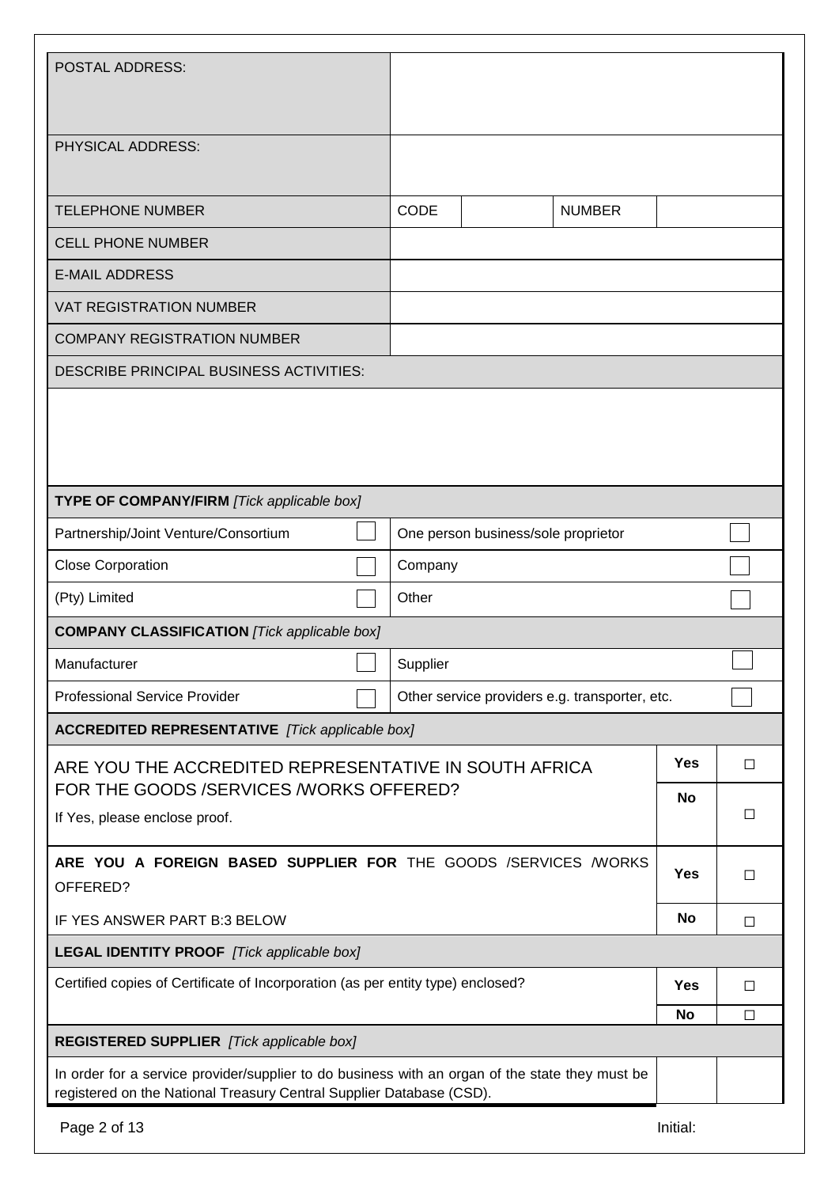| POSTAL ADDRESS: | | | | |
|---|---|---|---|---|
| PHYSICAL ADDRESS: | | | | |
| TELEPHONE NUMBER | CODE | | NUMBER | |
| CELL PHONE NUMBER | | | | |
| E-MAIL ADDRESS | | | | |
| VAT REGISTRATION NUMBER | | | | |
| COMPANY REGISTRATION NUMBER | | | | |

| DESCRIBE PRINCIPAL BUSINESS ACTIVITIES: |
|---|
| |

| **TYPE OF COMPANY/FIRM** *[Tick applicable box]* | | | |
|---|---|---|---|
| Partnership/Joint Venture/Consortium | ☐ | One person business/sole proprietor | ☐ |
| Close Corporation | ☐ | Company | ☐ |
| (Pty) Limited | ☐ | Other | ☐ |

| **COMPANY CLASSIFICATION** *[Tick applicable box]* | | | |
|---|---|---|---|
| Manufacturer | ☐ | Supplier | ☐ |
| Professional Service Provider | ☐ | Other service providers e.g. transporter, etc. | ☐ |

| **ACCREDITED REPRESENTATIVE** *[Tick applicable box]* | | |
|---|---|---|
| ARE YOU THE ACCREDITED REPRESENTATIVE IN SOUTH AFRICA FOR THE GOODS /SERVICES /WORKS OFFERED? If Yes, please enclose proof. | **Yes** | ☐ |
| | **No** | ☐ |
| **ARE YOU A FOREIGN BASED SUPPLIER FOR** THE GOODS /SERVICES /WORKS OFFERED? | **Yes** | ☐ |
| IF YES ANSWER PART B:3 BELOW | **No** | ☐ |

| **LEGAL IDENTITY PROOF** *[Tick applicable box]* | | |
|---|---|---|
| Certified copies of Certificate of Incorporation (as per entity type) enclosed? | **Yes** | ☐ |
| | **No** | ☐ |

| **REGISTERED SUPPLIER** *[Tick applicable box]* | | |
|---|---|---|
| In order for a service provider/supplier to do business with an organ of the state they must be registered on the National Treasury Central Supplier Database (CSD). | | |

Initial: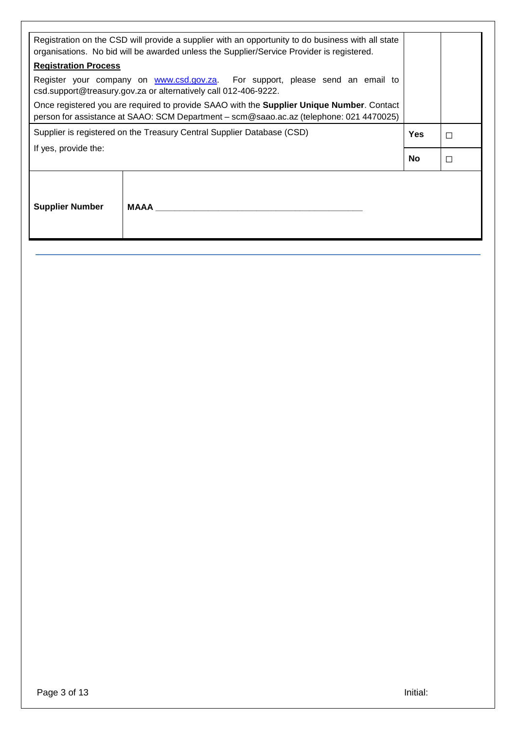| | | |
|---|---|---|
| Registration on the CSD will provide a supplier with an opportunity to do business with all state organisations. No bid will be awarded unless the Supplier/Service Provider is registered.<br><br>**Registration Process**<br><br>Register your company on [www.csd.gov.za](http://www.csd.gov.za). For support, please send an email to csd.support@treasury.gov.za or alternatively call 012-406-9222.<br><br>Once registered you are required to provide SAAO with the **Supplier Unique Number**. Contact person for assistance at SAAO: SCM Department – scm@saao.ac.az (telephone: 021 4470025) | | |
| Supplier is registered on the Treasury Central Supplier Database (CSD) | **Yes** | ☐ |
| If yes, provide the: | **No** | ☐ |

| | |
|---|---|
| **Supplier Number** | **MAAA** ____________________________________________ |

Initial: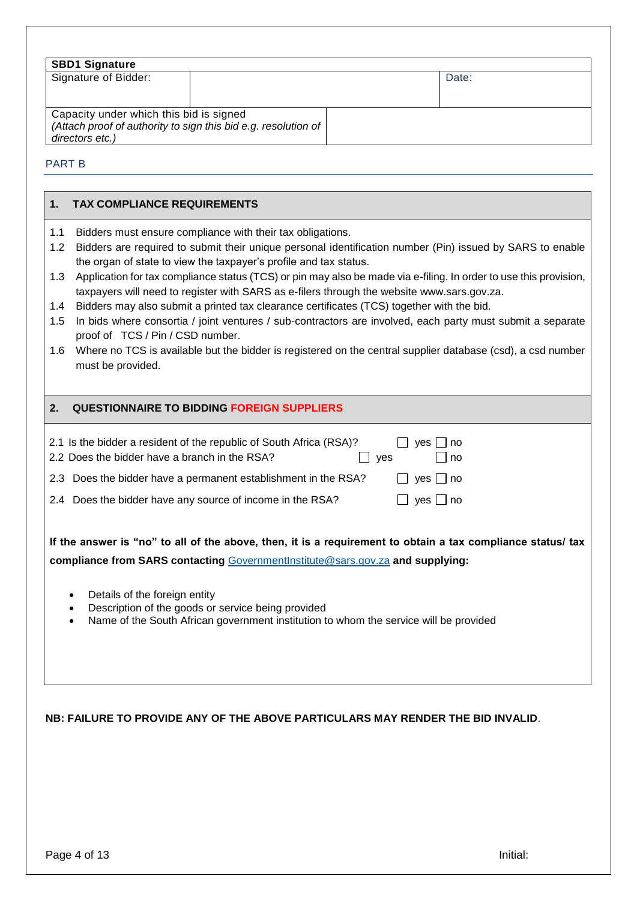| **SBD1 Signature** | | |
|---|---|---|
| Signature of Bidder: | | Date: |
| Capacity under which this bid is signed *(Attach proof of authority to sign this bid e.g. resolution of directors etc.)* | | |

## PART B

### 1. TAX COMPLIANCE REQUIREMENTS

1.1 Bidders must ensure compliance with their tax obligations.

1.2 Bidders are required to submit their unique personal identification number (Pin) issued by SARS to enable the organ of state to view the taxpayer's profile and tax status.

1.3 Application for tax compliance status (TCS) or pin may also be made via e-filing. In order to use this provision, taxpayers will need to register with SARS as e-filers through the website www.sars.gov.za.

1.4 Bidders may also submit a printed tax clearance certificates (TCS) together with the bid.

1.5 In bids where consortia / joint ventures / sub-contractors are involved, each party must submit a separate proof of TCS / Pin / CSD number.

1.6 Where no TCS is available but the bidder is registered on the central supplier database (csd), a csd number must be provided.

### 2. QUESTIONNAIRE TO BIDDING FOREIGN SUPPLIERS

2.1 Is the bidder a resident of the republic of South Africa (RSA)? ☐ yes ☐ no

2.2 Does the bidder have a branch in the RSA? ☐ yes ☐ no

2.3 Does the bidder have a permanent establishment in the RSA? ☐ yes ☐ no

2.4 Does the bidder have any source of income in the RSA? ☐ yes ☐ no

**If the answer is "no" to all of the above, then, it is a requirement to obtain a tax compliance status/ tax compliance from SARS contacting** GovernmentInstitute@sars.gov.za **and supplying:**

- Details of the foreign entity
- Description of the goods or service being provided
- Name of the South African government institution to whom the service will be provided

**NB: FAILURE TO PROVIDE ANY OF THE ABOVE PARTICULARS MAY RENDER THE BID INVALID**.

Initial: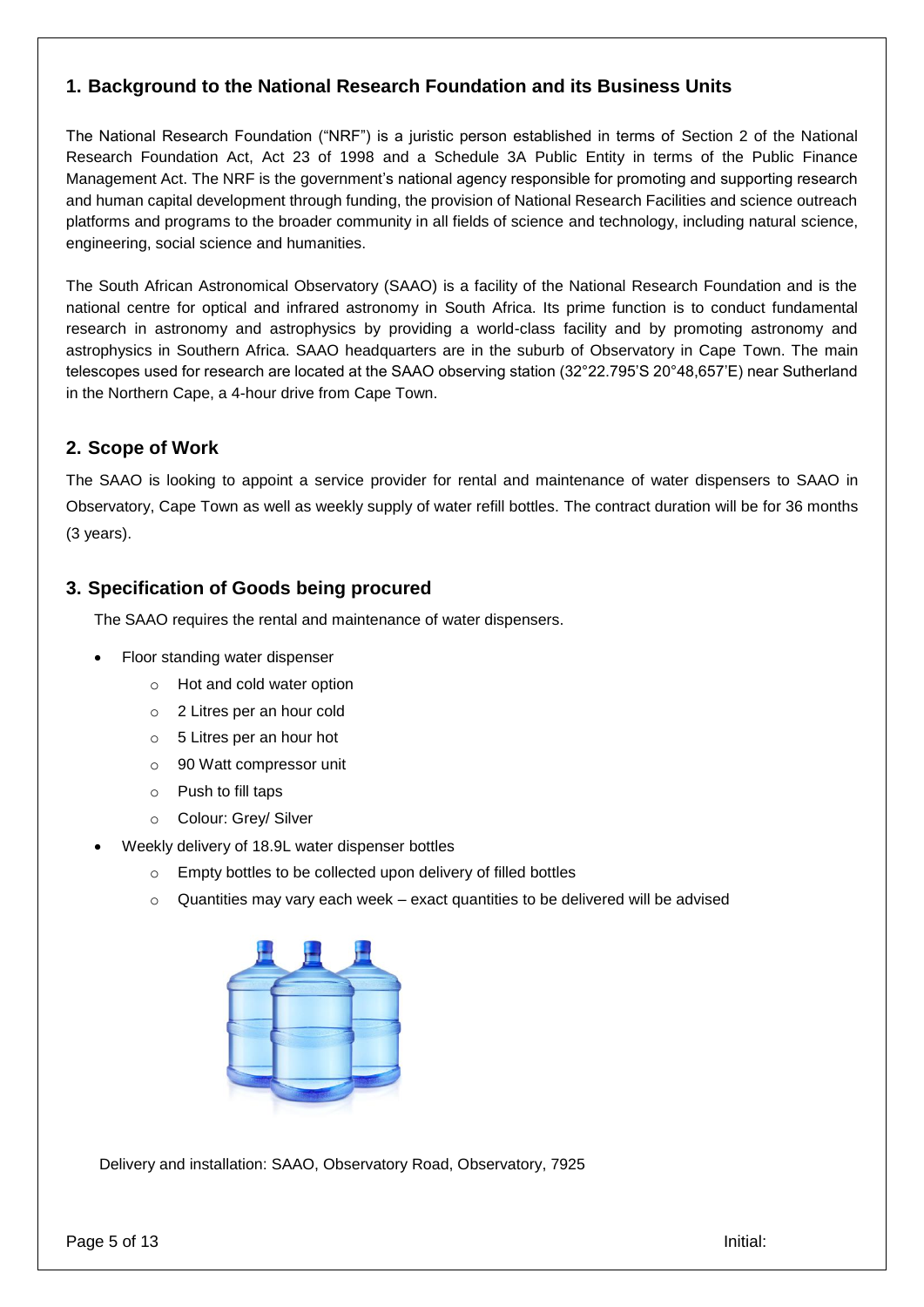## 1. Background to the National Research Foundation and its Business Units

The National Research Foundation ("NRF") is a juristic person established in terms of Section 2 of the National Research Foundation Act, Act 23 of 1998 and a Schedule 3A Public Entity in terms of the Public Finance Management Act. The NRF is the government's national agency responsible for promoting and supporting research and human capital development through funding, the provision of National Research Facilities and science outreach platforms and programs to the broader community in all fields of science and technology, including natural science, engineering, social science and humanities.

The South African Astronomical Observatory (SAAO) is a facility of the National Research Foundation and is the national centre for optical and infrared astronomy in South Africa. Its prime function is to conduct fundamental research in astronomy and astrophysics by providing a world-class facility and by promoting astronomy and astrophysics in Southern Africa. SAAO headquarters are in the suburb of Observatory in Cape Town. The main telescopes used for research are located at the SAAO observing station (32°22.795'S 20°48,657'E) near Sutherland in the Northern Cape, a 4-hour drive from Cape Town.

## 2. Scope of Work

The SAAO is looking to appoint a service provider for rental and maintenance of water dispensers to SAAO in Observatory, Cape Town as well as weekly supply of water refill bottles. The contract duration will be for 36 months (3 years).

## 3. Specification of Goods being procured

The SAAO requires the rental and maintenance of water dispensers.

- Floor standing water dispenser
  - Hot and cold water option
  - 2 Litres per an hour cold
  - 5 Litres per an hour hot
  - 90 Watt compressor unit
  - Push to fill taps
  - Colour: Grey/ Silver
- Weekly delivery of 18.9L water dispenser bottles
  - Empty bottles to be collected upon delivery of filled bottles
  - Quantities may vary each week – exact quantities to be delivered will be advised

Delivery and installation: SAAO, Observatory Road, Observatory, 7925

Initial: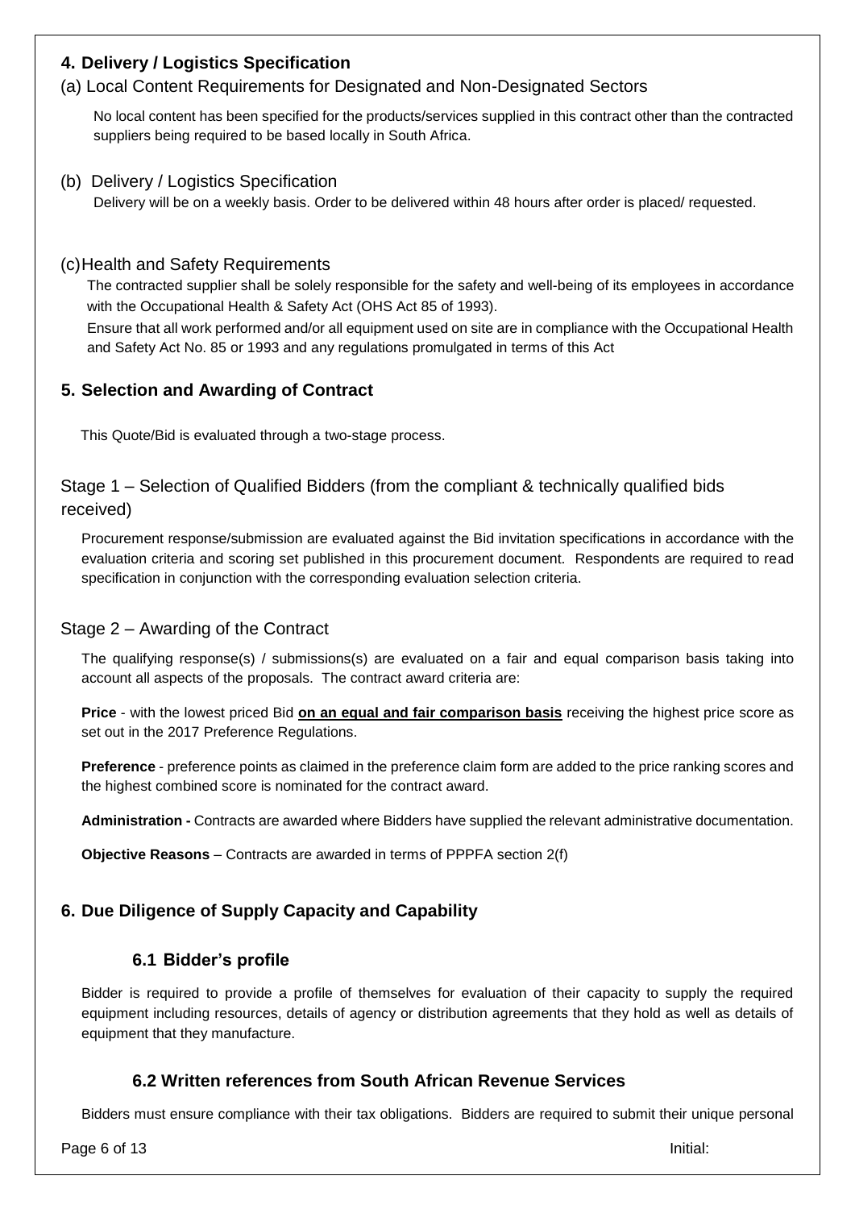## 4. Delivery / Logistics Specification

### (a) Local Content Requirements for Designated and Non-Designated Sectors

No local content has been specified for the products/services supplied in this contract other than the contracted suppliers being required to be based locally in South Africa.

### (b) Delivery / Logistics Specification

Delivery will be on a weekly basis. Order to be delivered within 48 hours after order is placed/ requested.

### (c) Health and Safety Requirements

The contracted supplier shall be solely responsible for the safety and well-being of its employees in accordance with the Occupational Health & Safety Act (OHS Act 85 of 1993).

Ensure that all work performed and/or all equipment used on site are in compliance with the Occupational Health and Safety Act No. 85 or 1993 and any regulations promulgated in terms of this Act

## 5. Selection and Awarding of Contract

This Quote/Bid is evaluated through a two-stage process.

### Stage 1 – Selection of Qualified Bidders (from the compliant & technically qualified bids received)

Procurement response/submission are evaluated against the Bid invitation specifications in accordance with the evaluation criteria and scoring set published in this procurement document. Respondents are required to read specification in conjunction with the corresponding evaluation selection criteria.

### Stage 2 – Awarding of the Contract

The qualifying response(s) / submissions(s) are evaluated on a fair and equal comparison basis taking into account all aspects of the proposals. The contract award criteria are:

**Price** - with the lowest priced Bid **on an equal and fair comparison basis** receiving the highest price score as set out in the 2017 Preference Regulations.

**Preference** - preference points as claimed in the preference claim form are added to the price ranking scores and the highest combined score is nominated for the contract award.

**Administration -** Contracts are awarded where Bidders have supplied the relevant administrative documentation.

**Objective Reasons** – Contracts are awarded in terms of PPPFA section 2(f)

## 6. Due Diligence of Supply Capacity and Capability

### 6.1 Bidder's profile

Bidder is required to provide a profile of themselves for evaluation of their capacity to supply the required equipment including resources, details of agency or distribution agreements that they hold as well as details of equipment that they manufacture.

### 6.2 Written references from South African Revenue Services

Bidders must ensure compliance with their tax obligations. Bidders are required to submit their unique personal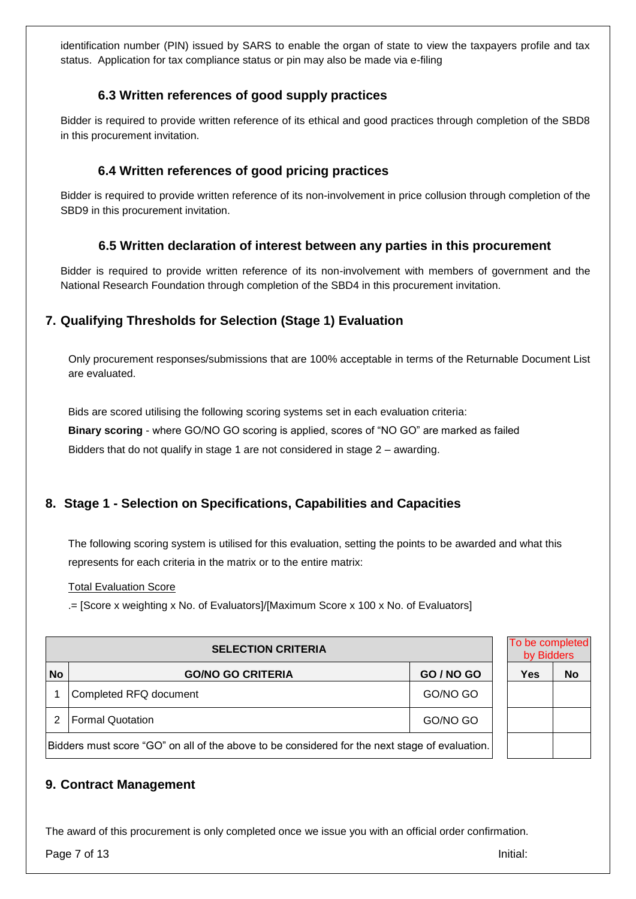identification number (PIN) issued by SARS to enable the organ of state to view the taxpayers profile and tax status. Application for tax compliance status or pin may also be made via e-filing

### 6.3 Written references of good supply practices

Bidder is required to provide written reference of its ethical and good practices through completion of the SBD8 in this procurement invitation.

### 6.4 Written references of good pricing practices

Bidder is required to provide written reference of its non-involvement in price collusion through completion of the SBD9 in this procurement invitation.

### 6.5 Written declaration of interest between any parties in this procurement

Bidder is required to provide written reference of its non-involvement with members of government and the National Research Foundation through completion of the SBD4 in this procurement invitation.

## 7. Qualifying Thresholds for Selection (Stage 1) Evaluation

Only procurement responses/submissions that are 100% acceptable in terms of the Returnable Document List are evaluated.

Bids are scored utilising the following scoring systems set in each evaluation criteria:

**Binary scoring** - where GO/NO GO scoring is applied, scores of "NO GO" are marked as failed

Bidders that do not qualify in stage 1 are not considered in stage 2 – awarding.

## 8. Stage 1 - Selection on Specifications, Capabilities and Capacities

The following scoring system is utilised for this evaluation, setting the points to be awarded and what this represents for each criteria in the matrix or to the entire matrix:

Total Evaluation Score

.= [Score x weighting x No. of Evaluators]/[Maximum Score x 100 x No. of Evaluators]

| SELECTION CRITERIA | | | To be completed by Bidders | |
|---|---|---|---|---|
| **No** | **GO/NO GO CRITERIA** | **GO / NO GO** | **Yes** | **No** |
| 1 | Completed RFQ document | GO/NO GO | | |
| 2 | Formal Quotation | GO/NO GO | | |
| Bidders must score "GO" on all of the above to be considered for the next stage of evaluation. | | | | |

## 9. Contract Management

The award of this procurement is only completed once we issue you with an official order confirmation.

Initial: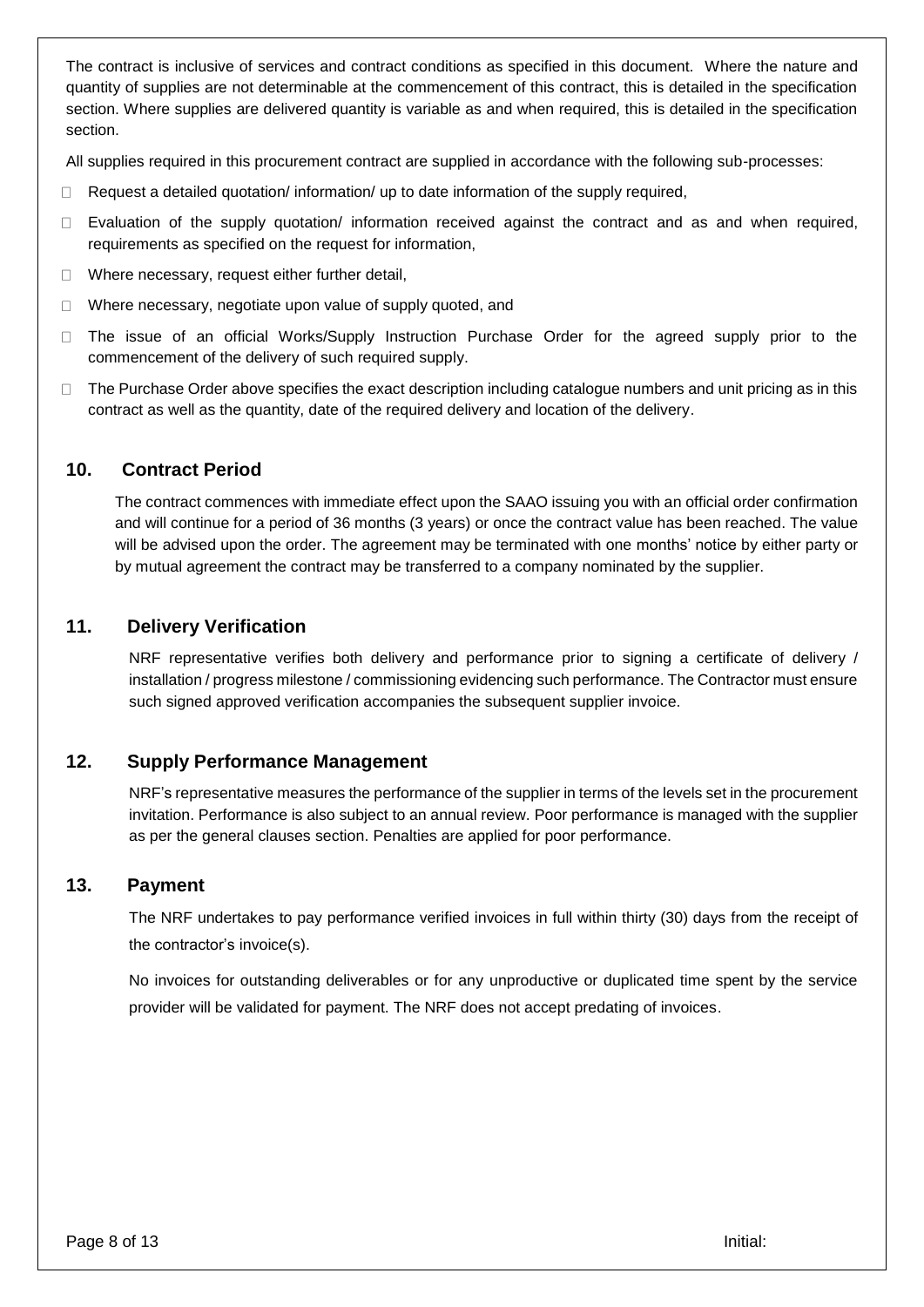The contract is inclusive of services and contract conditions as specified in this document. Where the nature and quantity of supplies are not determinable at the commencement of this contract, this is detailed in the specification section. Where supplies are delivered quantity is variable as and when required, this is detailed in the specification section.

All supplies required in this procurement contract are supplied in accordance with the following sub-processes:

- Request a detailed quotation/ information/ up to date information of the supply required,
- Evaluation of the supply quotation/ information received against the contract and as and when required, requirements as specified on the request for information,
- Where necessary, request either further detail,
- Where necessary, negotiate upon value of supply quoted, and
- The issue of an official Works/Supply Instruction Purchase Order for the agreed supply prior to the commencement of the delivery of such required supply.
- The Purchase Order above specifies the exact description including catalogue numbers and unit pricing as in this contract as well as the quantity, date of the required delivery and location of the delivery.

## 10. Contract Period

The contract commences with immediate effect upon the SAAO issuing you with an official order confirmation and will continue for a period of 36 months (3 years) or once the contract value has been reached. The value will be advised upon the order. The agreement may be terminated with one months' notice by either party or by mutual agreement the contract may be transferred to a company nominated by the supplier.

## 11. Delivery Verification

NRF representative verifies both delivery and performance prior to signing a certificate of delivery / installation / progress milestone / commissioning evidencing such performance. The Contractor must ensure such signed approved verification accompanies the subsequent supplier invoice.

## 12. Supply Performance Management

NRF's representative measures the performance of the supplier in terms of the levels set in the procurement invitation. Performance is also subject to an annual review. Poor performance is managed with the supplier as per the general clauses section. Penalties are applied for poor performance.

## 13. Payment

The NRF undertakes to pay performance verified invoices in full within thirty (30) days from the receipt of the contractor's invoice(s).

No invoices for outstanding deliverables or for any unproductive or duplicated time spent by the service provider will be validated for payment. The NRF does not accept predating of invoices.

Initial: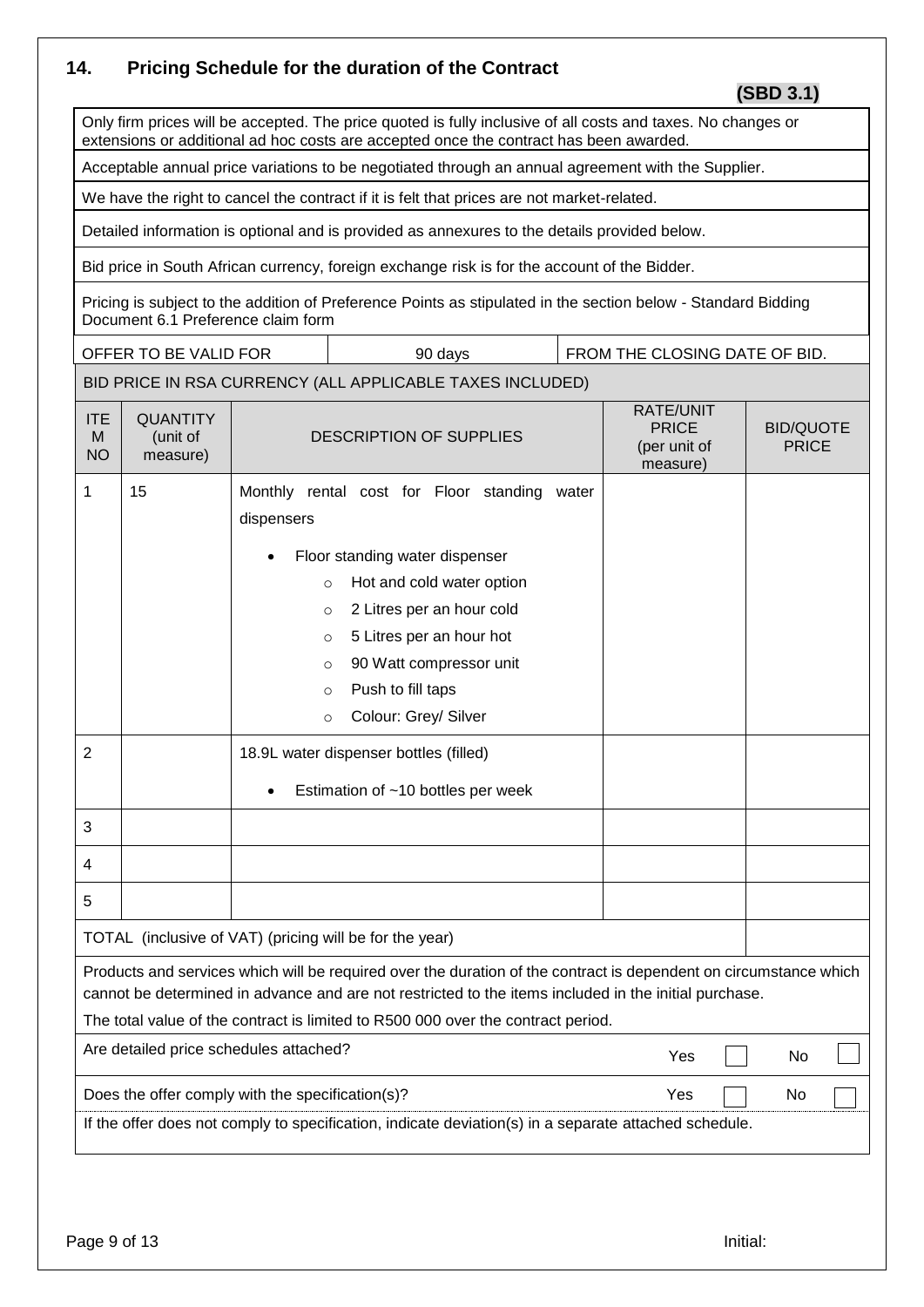## 14. Pricing Schedule for the duration of the Contract

**(SBD 3.1)**

Only firm prices will be accepted. The price quoted is fully inclusive of all costs and taxes. No changes or extensions or additional ad hoc costs are accepted once the contract has been awarded.

Acceptable annual price variations to be negotiated through an annual agreement with the Supplier.

We have the right to cancel the contract if it is felt that prices are not market-related.

Detailed information is optional and is provided as annexures to the details provided below.

Bid price in South African currency, foreign exchange risk is for the account of the Bidder.

Pricing is subject to the addition of Preference Points as stipulated in the section below - Standard Bidding Document 6.1 Preference claim form

| OFFER TO BE VALID FOR | 90 days | FROM THE CLOSING DATE OF BID. |
|---|---|---|

BID PRICE IN RSA CURRENCY (ALL APPLICABLE TAXES INCLUDED)

| ITEM NO | QUANTITY (unit of measure) | DESCRIPTION OF SUPPLIES | RATE/UNIT PRICE (per unit of measure) | BID/QUOTE PRICE |
|---|---|---|---|---|
| 1 | 15 | Monthly rental cost for Floor standing water dispensers<br>• Floor standing water dispenser<br>  ○ Hot and cold water option<br>  ○ 2 Litres per an hour cold<br>  ○ 5 Litres per an hour hot<br>  ○ 90 Watt compressor unit<br>  ○ Push to fill taps<br>  ○ Colour: Grey/ Silver | | |
| 2 | | 18.9L water dispenser bottles (filled)<br>• Estimation of ~10 bottles per week | | |
| 3 | | | | |
| 4 | | | | |
| 5 | | | | |
| TOTAL (inclusive of VAT) (pricing will be for the year) | | | | |

Products and services which will be required over the duration of the contract is dependent on circumstance which cannot be determined in advance and are not restricted to the items included in the initial purchase.

The total value of the contract is limited to R500 000 over the contract period.

| Are detailed price schedules attached? | Yes ☐ | No ☐ |
|---|---|---|
| Does the offer comply with the specification(s)? | Yes ☐ | No ☐ |

If the offer does not comply to specification, indicate deviation(s) in a separate attached schedule.

Initial: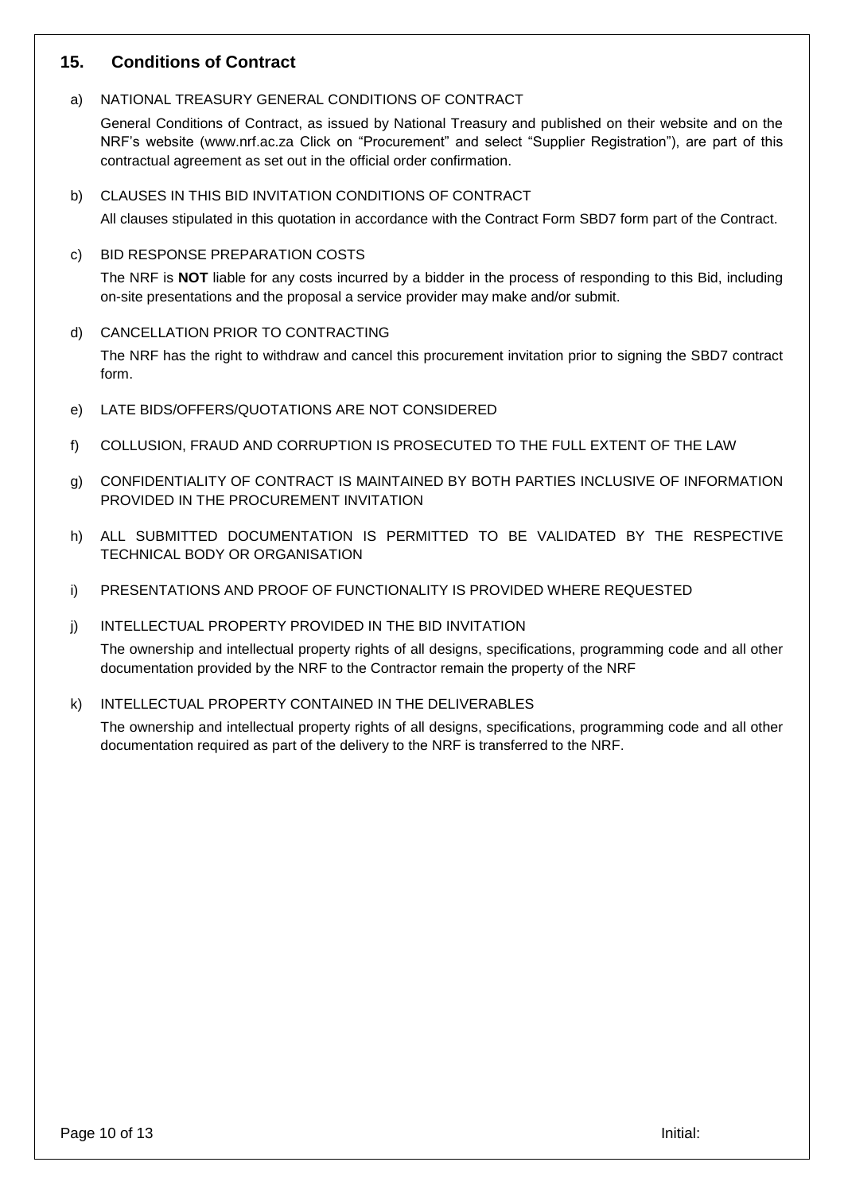## 15. Conditions of Contract

a) NATIONAL TREASURY GENERAL CONDITIONS OF CONTRACT

General Conditions of Contract, as issued by National Treasury and published on their website and on the NRF's website (www.nrf.ac.za Click on "Procurement" and select "Supplier Registration"), are part of this contractual agreement as set out in the official order confirmation.

b) CLAUSES IN THIS BID INVITATION CONDITIONS OF CONTRACT

All clauses stipulated in this quotation in accordance with the Contract Form SBD7 form part of the Contract.

c) BID RESPONSE PREPARATION COSTS

The NRF is **NOT** liable for any costs incurred by a bidder in the process of responding to this Bid, including on-site presentations and the proposal a service provider may make and/or submit.

d) CANCELLATION PRIOR TO CONTRACTING

The NRF has the right to withdraw and cancel this procurement invitation prior to signing the SBD7 contract form.

e) LATE BIDS/OFFERS/QUOTATIONS ARE NOT CONSIDERED

f) COLLUSION, FRAUD AND CORRUPTION IS PROSECUTED TO THE FULL EXTENT OF THE LAW

g) CONFIDENTIALITY OF CONTRACT IS MAINTAINED BY BOTH PARTIES INCLUSIVE OF INFORMATION PROVIDED IN THE PROCUREMENT INVITATION

h) ALL SUBMITTED DOCUMENTATION IS PERMITTED TO BE VALIDATED BY THE RESPECTIVE TECHNICAL BODY OR ORGANISATION

i) PRESENTATIONS AND PROOF OF FUNCTIONALITY IS PROVIDED WHERE REQUESTED

j) INTELLECTUAL PROPERTY PROVIDED IN THE BID INVITATION

The ownership and intellectual property rights of all designs, specifications, programming code and all other documentation provided by the NRF to the Contractor remain the property of the NRF

k) INTELLECTUAL PROPERTY CONTAINED IN THE DELIVERABLES

The ownership and intellectual property rights of all designs, specifications, programming code and all other documentation required as part of the delivery to the NRF is transferred to the NRF.

Initial: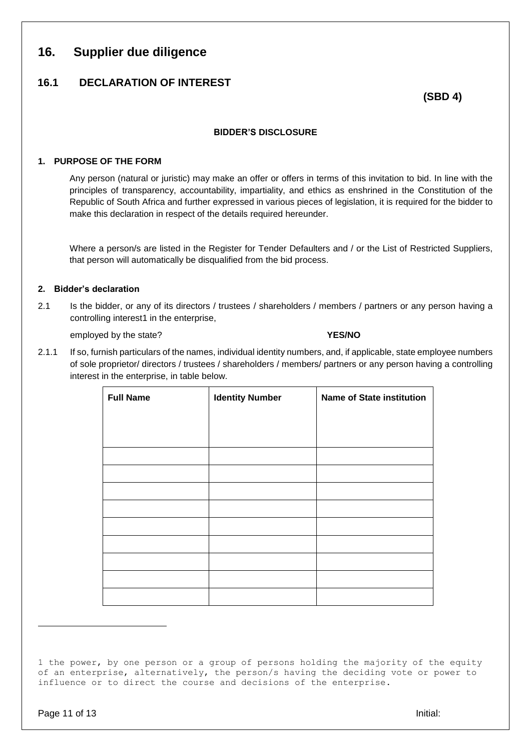## 16. Supplier due diligence

### 16.1 DECLARATION OF INTEREST

**(SBD 4)**

**BIDDER'S DISCLOSURE**

**1. PURPOSE OF THE FORM**

Any person (natural or juristic) may make an offer or offers in terms of this invitation to bid. In line with the principles of transparency, accountability, impartiality, and ethics as enshrined in the Constitution of the Republic of South Africa and further expressed in various pieces of legislation, it is required for the bidder to make this declaration in respect of the details required hereunder.

Where a person/s are listed in the Register for Tender Defaulters and / or the List of Restricted Suppliers, that person will automatically be disqualified from the bid process.

**2. Bidder's declaration**

2.1 Is the bidder, or any of its directors / trustees / shareholders / members / partners or any person having a controlling interest[1] in the enterprise,

employed by the state? **YES/NO**

2.1.1 If so, furnish particulars of the names, individual identity numbers, and, if applicable, state employee numbers of sole proprietor/ directors / trustees / shareholders / members/ partners or any person having a controlling interest in the enterprise, in table below.

| Full Name | Identity Number | Name of State institution |
| --- | --- | --- |
| | | |
| | | |
| | | |
| | | |
| | | |
| | | |
| | | |
| | | |
| | | |

[1] the power, by one person or a group of persons holding the majority of the equity of an enterprise, alternatively, the person/s having the deciding vote or power to influence or to direct the course and decisions of the enterprise.

Initial: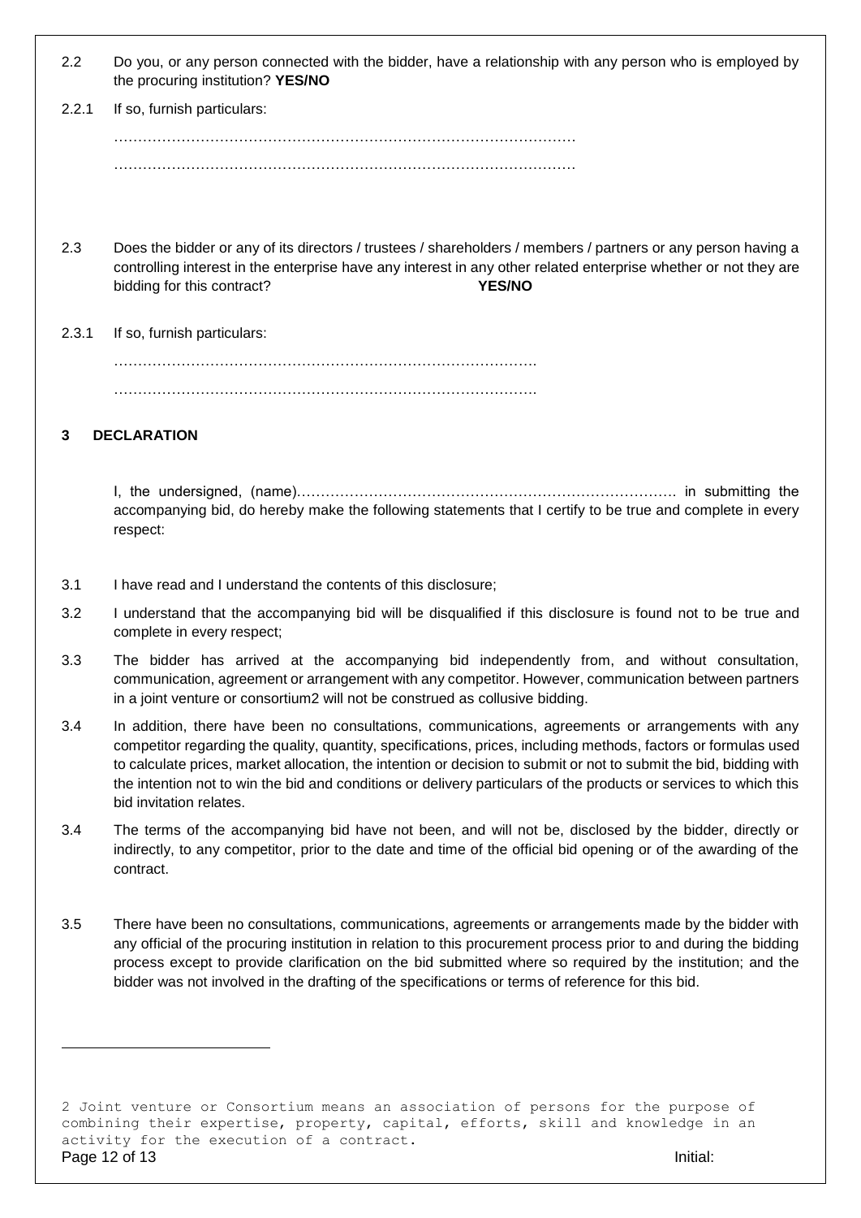2.2 Do you, or any person connected with the bidder, have a relationship with any person who is employed by the procuring institution? **YES/NO**

2.2.1 If so, furnish particulars:

………………………………………………………………………………………

………………………………………………………………………………………

2.3 Does the bidder or any of its directors / trustees / shareholders / members / partners or any person having a controlling interest in the enterprise have any interest in any other related enterprise whether or not they are bidding for this contract? **YES/NO**

2.3.1 If so, furnish particulars:

…………………………………………………………………………….

…………………………………………………………………………….

## 3 DECLARATION

I, the undersigned, (name)…………………………………………………………………… in submitting the accompanying bid, do hereby make the following statements that I certify to be true and complete in every respect:

3.1 I have read and I understand the contents of this disclosure;

3.2 I understand that the accompanying bid will be disqualified if this disclosure is found not to be true and complete in every respect;

3.3 The bidder has arrived at the accompanying bid independently from, and without consultation, communication, agreement or arrangement with any competitor. However, communication between partners in a joint venture or consortium[2] will not be construed as collusive bidding.

3.4 In addition, there have been no consultations, communications, agreements or arrangements with any competitor regarding the quality, quantity, specifications, prices, including methods, factors or formulas used to calculate prices, market allocation, the intention or decision to submit or not to submit the bid, bidding with the intention not to win the bid and conditions or delivery particulars of the products or services to which this bid invitation relates.

3.4 The terms of the accompanying bid have not been, and will not be, disclosed by the bidder, directly or indirectly, to any competitor, prior to the date and time of the official bid opening or of the awarding of the contract.

3.5 There have been no consultations, communications, agreements or arrangements made by the bidder with any official of the procuring institution in relation to this procurement process prior to and during the bidding process except to provide clarification on the bid submitted where so required by the institution; and the bidder was not involved in the drafting of the specifications or terms of reference for this bid.

---

[2] Joint venture or Consortium means an association of persons for the purpose of combining their expertise, property, capital, efforts, skill and knowledge in an activity for the execution of a contract.

Initial: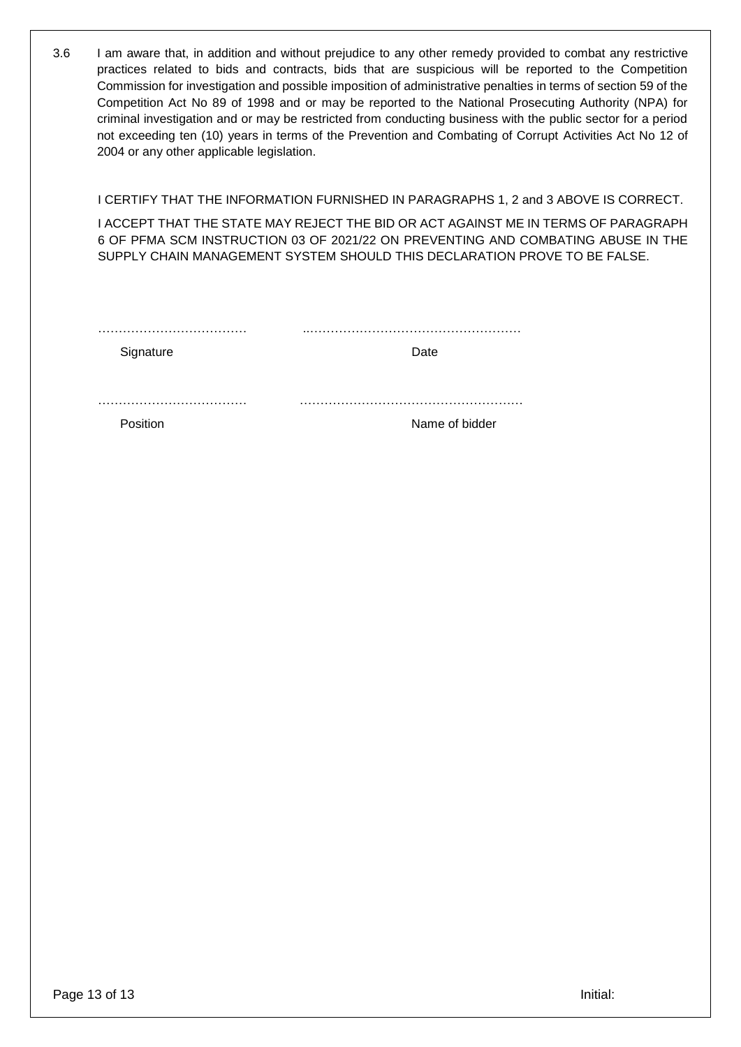3.6 I am aware that, in addition and without prejudice to any other remedy provided to combat any restrictive practices related to bids and contracts, bids that are suspicious will be reported to the Competition Commission for investigation and possible imposition of administrative penalties in terms of section 59 of the Competition Act No 89 of 1998 and or may be reported to the National Prosecuting Authority (NPA) for criminal investigation and or may be restricted from conducting business with the public sector for a period not exceeding ten (10) years in terms of the Prevention and Combating of Corrupt Activities Act No 12 of 2004 or any other applicable legislation.

I CERTIFY THAT THE INFORMATION FURNISHED IN PARAGRAPHS 1, 2 and 3 ABOVE IS CORRECT.

I ACCEPT THAT THE STATE MAY REJECT THE BID OR ACT AGAINST ME IN TERMS OF PARAGRAPH 6 OF PFMA SCM INSTRUCTION 03 OF 2021/22 ON PREVENTING AND COMBATING ABUSE IN THE SUPPLY CHAIN MANAGEMENT SYSTEM SHOULD THIS DECLARATION PROVE TO BE FALSE.

……………………………… ……………………………………………

Signature Date

……………………………… ……………………………………………

Position Name of bidder

Initial: